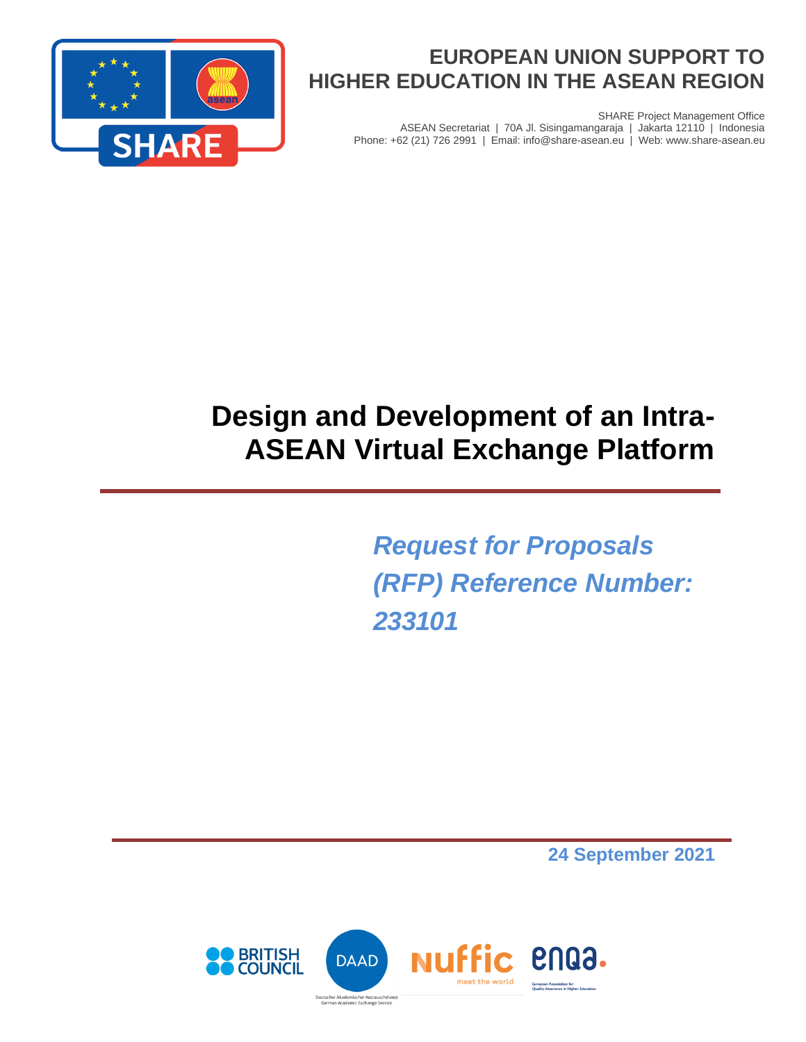**EUROPEAN UNION SUPPORT TO HIGHER EDUCATION IN THE ASEAN REGION**

SHARE Project Management Office
ASEAN Secretariat | 70A Jl. Sisingamangaraja | Jakarta 12110 | Indonesia
Phone: +62 (21) 726 2991 | Email: info@share-asean.eu | Web: www.share-asean.eu

# Design and Development of an Intra-ASEAN Virtual Exchange Platform

***Request for Proposals (RFP) Reference Number: 233101***

**24 September 2021**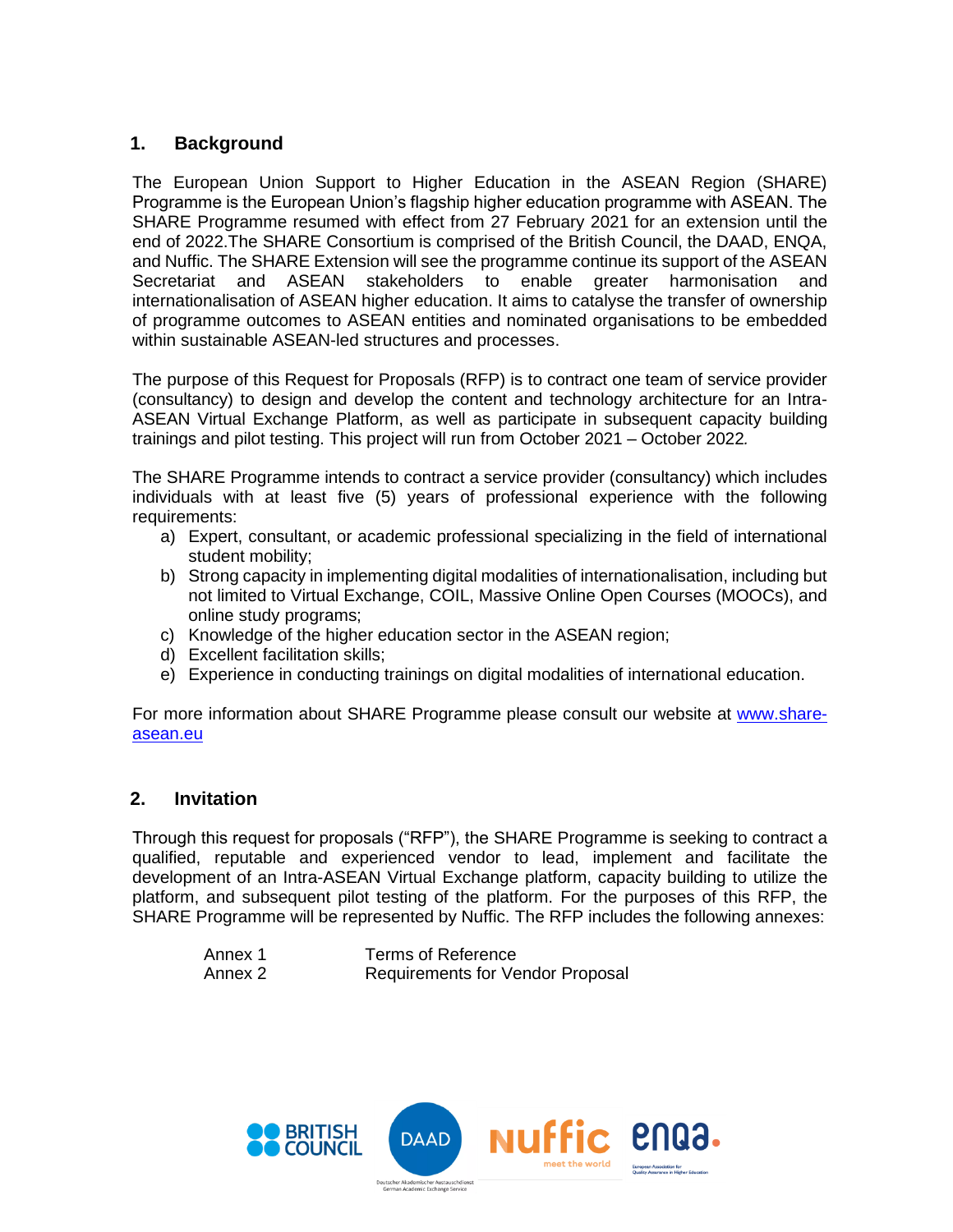## 1. Background

The European Union Support to Higher Education in the ASEAN Region (SHARE) Programme is the European Union's flagship higher education programme with ASEAN. The SHARE Programme resumed with effect from 27 February 2021 for an extension until the end of 2022.The SHARE Consortium is comprised of the British Council, the DAAD, ENQA, and Nuffic. The SHARE Extension will see the programme continue its support of the ASEAN Secretariat and ASEAN stakeholders to enable greater harmonisation and internationalisation of ASEAN higher education. It aims to catalyse the transfer of ownership of programme outcomes to ASEAN entities and nominated organisations to be embedded within sustainable ASEAN-led structures and processes.

The purpose of this Request for Proposals (RFP) is to contract one team of service provider (consultancy) to design and develop the content and technology architecture for an Intra-ASEAN Virtual Exchange Platform, as well as participate in subsequent capacity building trainings and pilot testing. This project will run from October 2021 – October 2022.

The SHARE Programme intends to contract a service provider (consultancy) which includes individuals with at least five (5) years of professional experience with the following requirements:

a) Expert, consultant, or academic professional specializing in the field of international student mobility;
b) Strong capacity in implementing digital modalities of internationalisation, including but not limited to Virtual Exchange, COIL, Massive Online Open Courses (MOOCs), and online study programs;
c) Knowledge of the higher education sector in the ASEAN region;
d) Excellent facilitation skills;
e) Experience in conducting trainings on digital modalities of international education.

For more information about SHARE Programme please consult our website at [www.share-asean.eu](www.share-asean.eu)

## 2. Invitation

Through this request for proposals ("RFP"), the SHARE Programme is seeking to contract a qualified, reputable and experienced vendor to lead, implement and facilitate the development of an Intra-ASEAN Virtual Exchange platform, capacity building to utilize the platform, and subsequent pilot testing of the platform. For the purposes of this RFP, the SHARE Programme will be represented by Nuffic. The RFP includes the following annexes:

| | |
|---|---|
| Annex 1 | Terms of Reference |
| Annex 2 | Requirements for Vendor Proposal |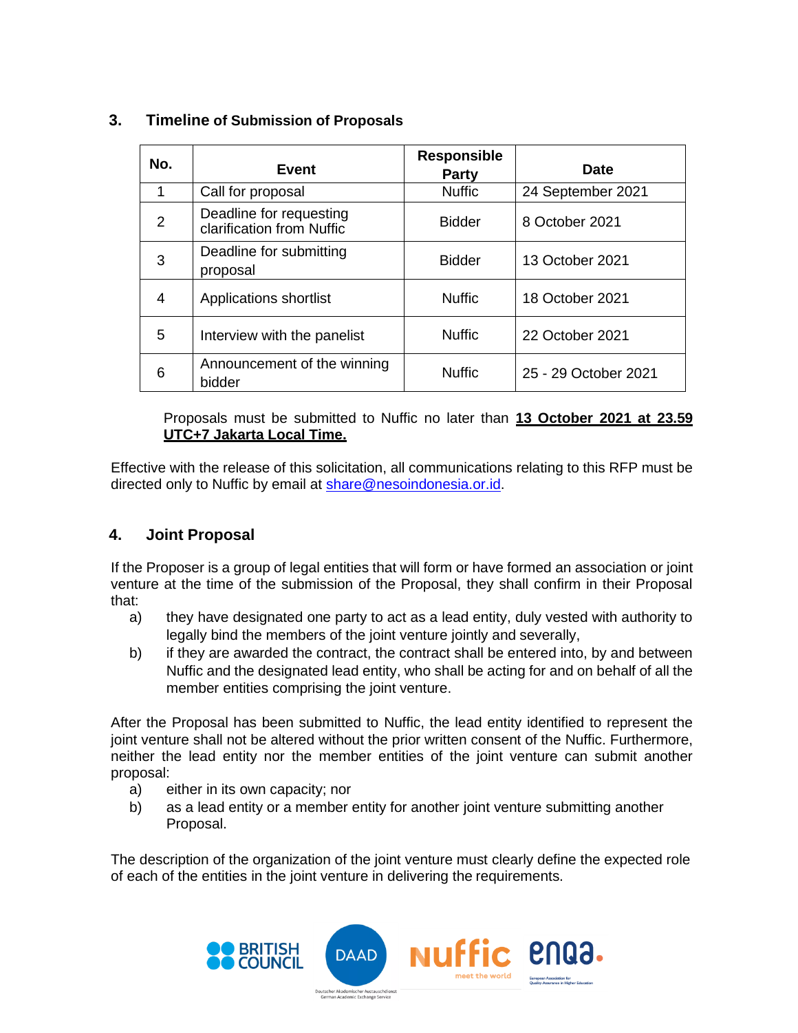## 3. Timeline of Submission of Proposals

| No. | Event | Responsible Party | Date |
|---|---|---|---|
| 1 | Call for proposal | Nuffic | 24 September 2021 |
| 2 | Deadline for requesting clarification from Nuffic | Bidder | 8 October 2021 |
| 3 | Deadline for submitting proposal | Bidder | 13 October 2021 |
| 4 | Applications shortlist | Nuffic | 18 October 2021 |
| 5 | Interview with the panelist | Nuffic | 22 October 2021 |
| 6 | Announcement of the winning bidder | Nuffic | 25 - 29 October 2021 |

Proposals must be submitted to Nuffic no later than **13 October 2021 at 23.59 UTC+7 Jakarta Local Time.**

Effective with the release of this solicitation, all communications relating to this RFP must be directed only to Nuffic by email at share@nesoindonesia.or.id.

## 4. Joint Proposal

If the Proposer is a group of legal entities that will form or have formed an association or joint venture at the time of the submission of the Proposal, they shall confirm in their Proposal that:

a) they have designated one party to act as a lead entity, duly vested with authority to legally bind the members of the joint venture jointly and severally,

b) if they are awarded the contract, the contract shall be entered into, by and between Nuffic and the designated lead entity, who shall be acting for and on behalf of all the member entities comprising the joint venture.

After the Proposal has been submitted to Nuffic, the lead entity identified to represent the joint venture shall not be altered without the prior written consent of the Nuffic. Furthermore, neither the lead entity nor the member entities of the joint venture can submit another proposal:

a) either in its own capacity; nor

b) as a lead entity or a member entity for another joint venture submitting another Proposal.

The description of the organization of the joint venture must clearly define the expected role of each of the entities in the joint venture in delivering the requirements.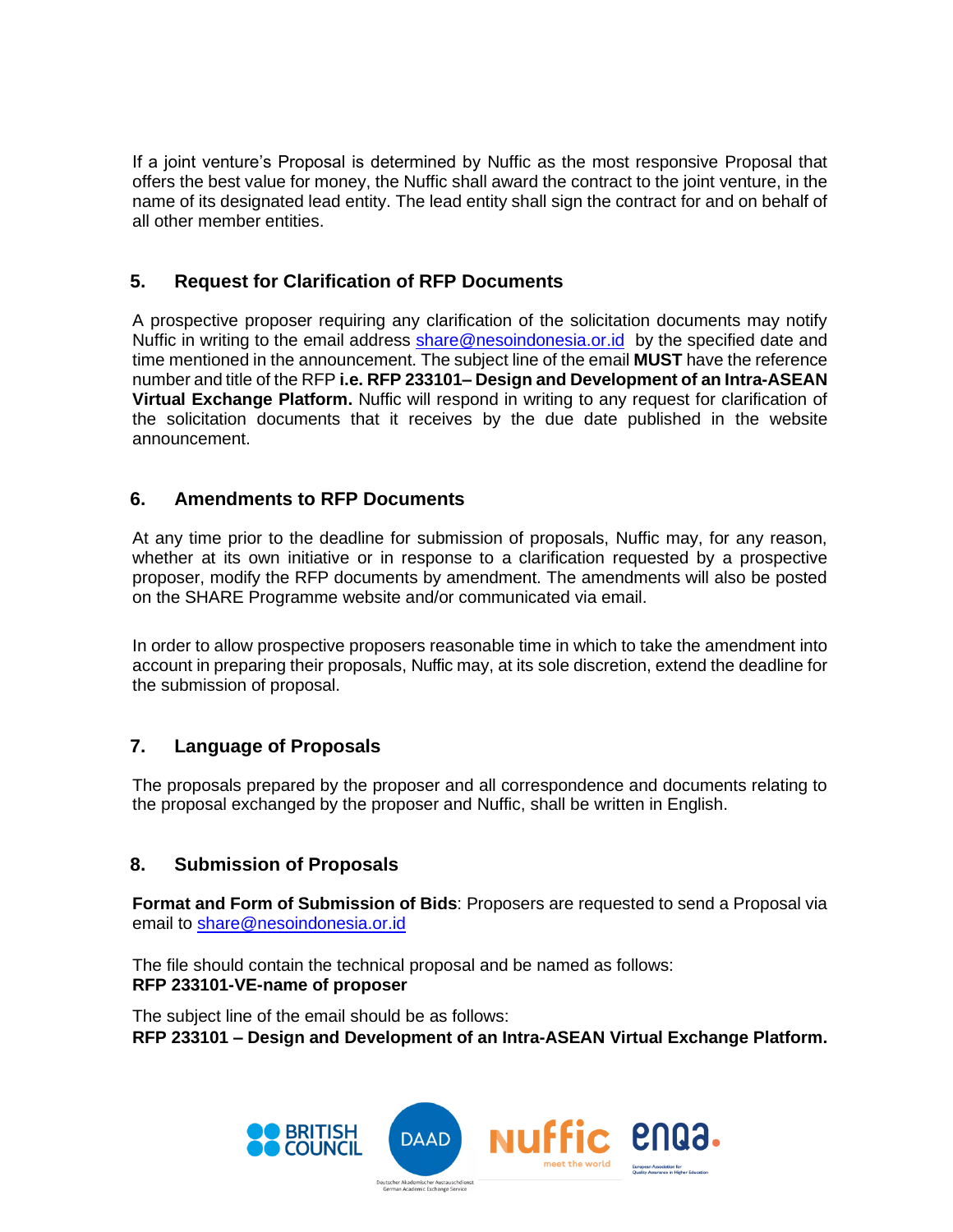If a joint venture's Proposal is determined by Nuffic as the most responsive Proposal that offers the best value for money, the Nuffic shall award the contract to the joint venture, in the name of its designated lead entity. The lead entity shall sign the contract for and on behalf of all other member entities.

## 5. Request for Clarification of RFP Documents

A prospective proposer requiring any clarification of the solicitation documents may notify Nuffic in writing to the email address share@nesoindonesia.or.id by the specified date and time mentioned in the announcement. The subject line of the email **MUST** have the reference number and title of the RFP **i.e. RFP 233101– Design and Development of an Intra-ASEAN Virtual Exchange Platform.** Nuffic will respond in writing to any request for clarification of the solicitation documents that it receives by the due date published in the website announcement.

## 6. Amendments to RFP Documents

At any time prior to the deadline for submission of proposals, Nuffic may, for any reason, whether at its own initiative or in response to a clarification requested by a prospective proposer, modify the RFP documents by amendment. The amendments will also be posted on the SHARE Programme website and/or communicated via email.

In order to allow prospective proposers reasonable time in which to take the amendment into account in preparing their proposals, Nuffic may, at its sole discretion, extend the deadline for the submission of proposal.

## 7. Language of Proposals

The proposals prepared by the proposer and all correspondence and documents relating to the proposal exchanged by the proposer and Nuffic, shall be written in English.

## 8. Submission of Proposals

**Format and Form of Submission of Bids**: Proposers are requested to send a Proposal via email to share@nesoindonesia.or.id

The file should contain the technical proposal and be named as follows:
**RFP 233101-VE-name of proposer**

The subject line of the email should be as follows:
**RFP 233101 – Design and Development of an Intra-ASEAN Virtual Exchange Platform.**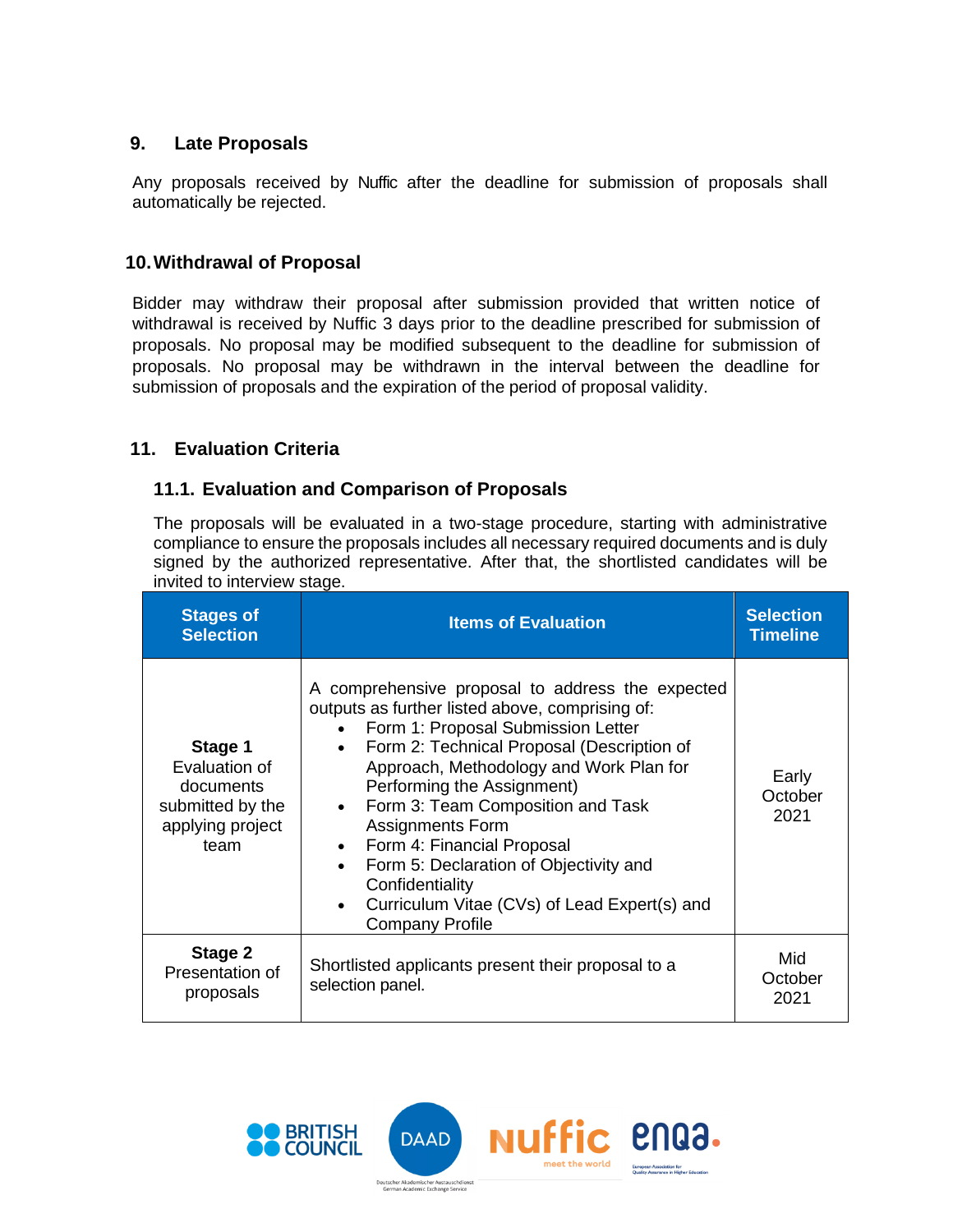## 9. Late Proposals

Any proposals received by Nuffic after the deadline for submission of proposals shall automatically be rejected.

## 10. Withdrawal of Proposal

Bidder may withdraw their proposal after submission provided that written notice of withdrawal is received by Nuffic 3 days prior to the deadline prescribed for submission of proposals. No proposal may be modified subsequent to the deadline for submission of proposals. No proposal may be withdrawn in the interval between the deadline for submission of proposals and the expiration of the period of proposal validity.

## 11. Evaluation Criteria

### 11.1. Evaluation and Comparison of Proposals

The proposals will be evaluated in a two-stage procedure, starting with administrative compliance to ensure the proposals includes all necessary required documents and is duly signed by the authorized representative. After that, the shortlisted candidates will be invited to interview stage.

| Stages of Selection | Items of Evaluation | Selection Timeline |
|---|---|---|
| **Stage 1** Evaluation of documents submitted by the applying project team | A comprehensive proposal to address the expected outputs as further listed above, comprising of:<br>• Form 1: Proposal Submission Letter<br>• Form 2: Technical Proposal (Description of Approach, Methodology and Work Plan for Performing the Assignment)<br>• Form 3: Team Composition and Task Assignments Form<br>• Form 4: Financial Proposal<br>• Form 5: Declaration of Objectivity and Confidentiality<br>• Curriculum Vitae (CVs) of Lead Expert(s) and Company Profile | Early October 2021 |
| **Stage 2** Presentation of proposals | Shortlisted applicants present their proposal to a selection panel. | Mid October 2021 |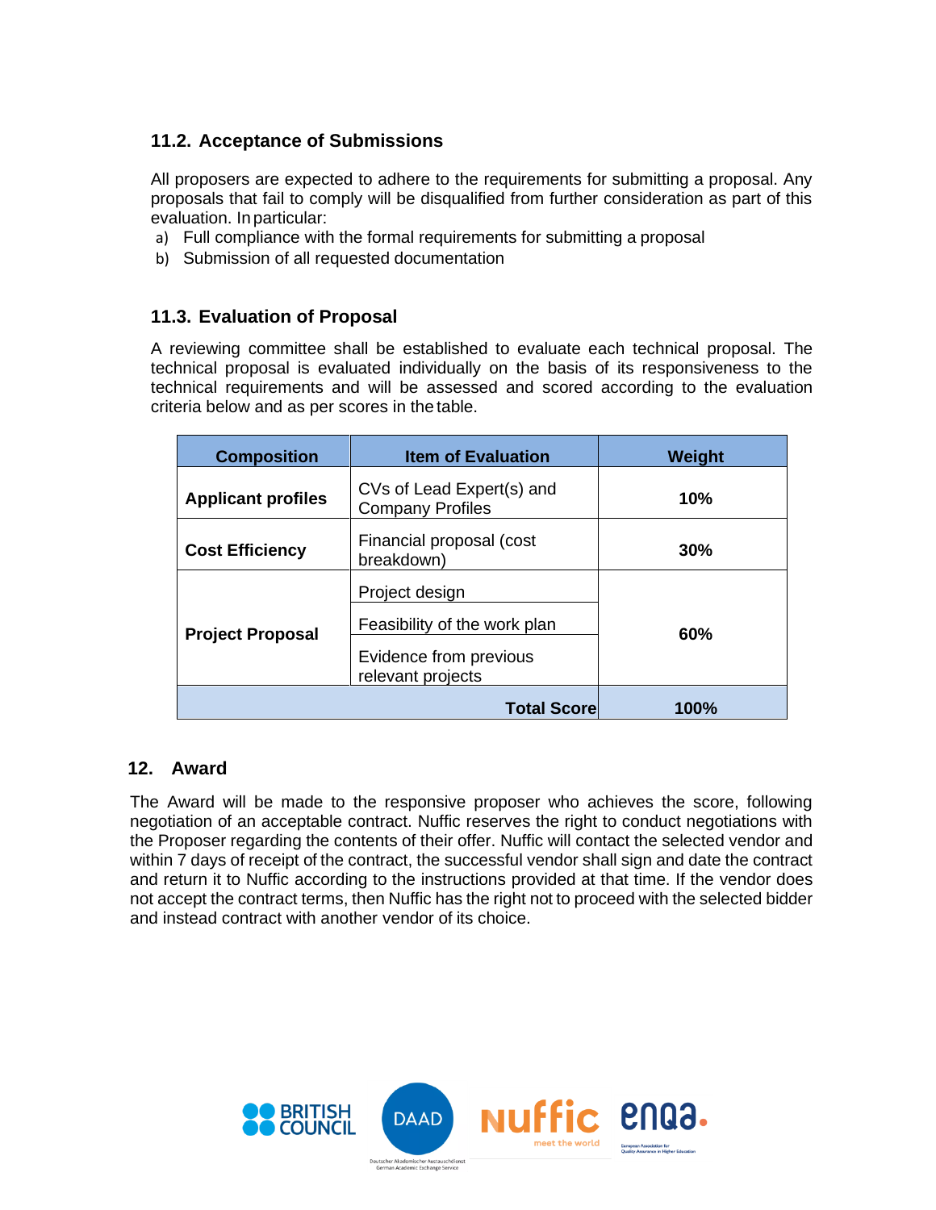### 11.2. Acceptance of Submissions

All proposers are expected to adhere to the requirements for submitting a proposal. Any proposals that fail to comply will be disqualified from further consideration as part of this evaluation. In particular:

a) Full compliance with the formal requirements for submitting a proposal
b) Submission of all requested documentation

### 11.3. Evaluation of Proposal

A reviewing committee shall be established to evaluate each technical proposal. The technical proposal is evaluated individually on the basis of its responsiveness to the technical requirements and will be assessed and scored according to the evaluation criteria below and as per scores in the table.

| Composition | Item of Evaluation | Weight |
|---|---|---|
| **Applicant profiles** | CVs of Lead Expert(s) and Company Profiles | **10%** |
| **Cost Efficiency** | Financial proposal (cost breakdown) | **30%** |
| **Project Proposal** | Project design | **60%** |
| | Feasibility of the work plan | |
| | Evidence from previous relevant projects | |
| | **Total Score** | **100%** |

## 12. Award

The Award will be made to the responsive proposer who achieves the score, following negotiation of an acceptable contract. Nuffic reserves the right to conduct negotiations with the Proposer regarding the contents of their offer. Nuffic will contact the selected vendor and within 7 days of receipt of the contract, the successful vendor shall sign and date the contract and return it to Nuffic according to the instructions provided at that time. If the vendor does not accept the contract terms, then Nuffic has the right not to proceed with the selected bidder and instead contract with another vendor of its choice.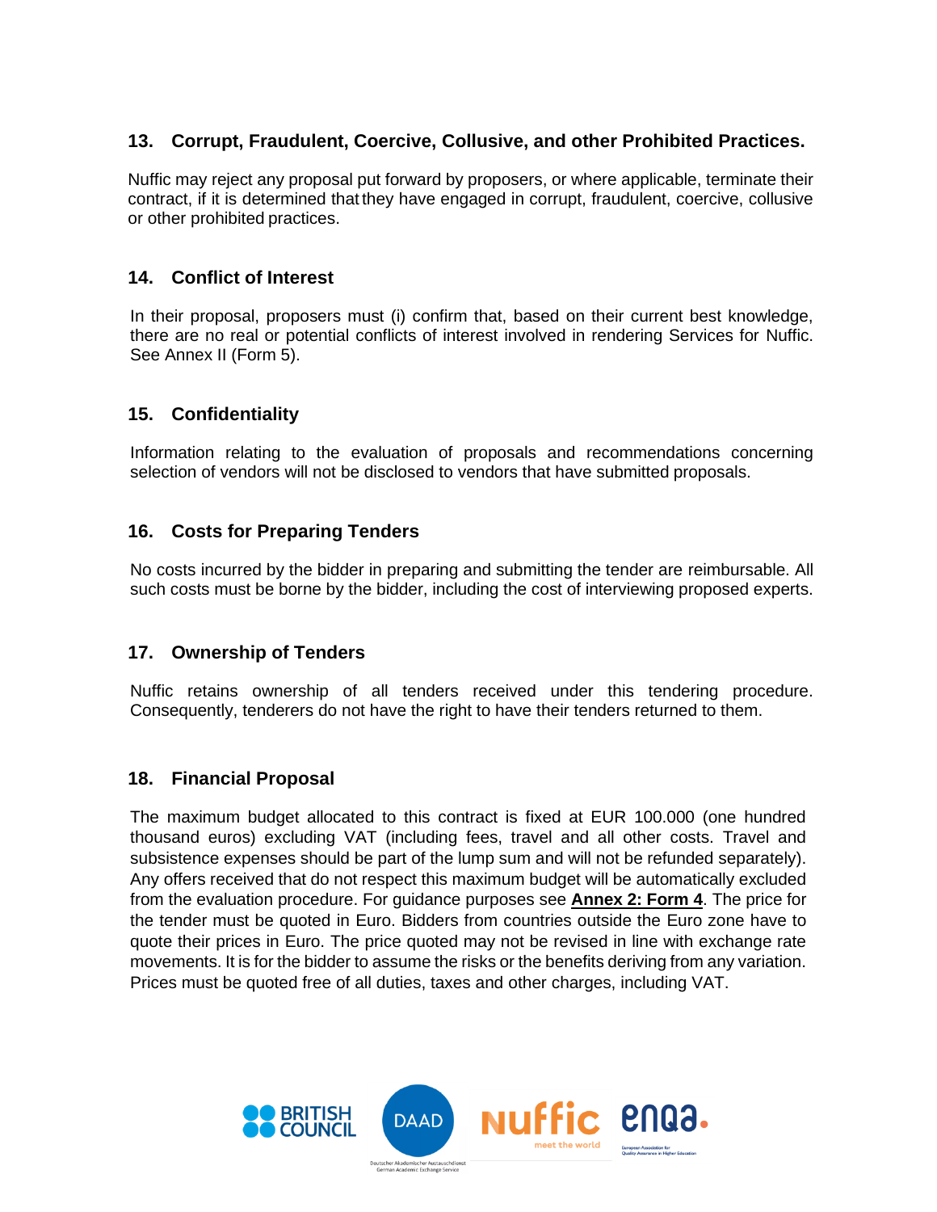## 13. Corrupt, Fraudulent, Coercive, Collusive, and other Prohibited Practices.

Nuffic may reject any proposal put forward by proposers, or where applicable, terminate their contract, if it is determined that they have engaged in corrupt, fraudulent, coercive, collusive or other prohibited practices.

## 14. Conflict of Interest

In their proposal, proposers must (i) confirm that, based on their current best knowledge, there are no real or potential conflicts of interest involved in rendering Services for Nuffic. See Annex II (Form 5).

## 15. Confidentiality

Information relating to the evaluation of proposals and recommendations concerning selection of vendors will not be disclosed to vendors that have submitted proposals.

## 16. Costs for Preparing Tenders

No costs incurred by the bidder in preparing and submitting the tender are reimbursable. All such costs must be borne by the bidder, including the cost of interviewing proposed experts.

## 17. Ownership of Tenders

Nuffic retains ownership of all tenders received under this tendering procedure. Consequently, tenderers do not have the right to have their tenders returned to them.

## 18. Financial Proposal

The maximum budget allocated to this contract is fixed at EUR 100.000 (one hundred thousand euros) excluding VAT (including fees, travel and all other costs. Travel and subsistence expenses should be part of the lump sum and will not be refunded separately). Any offers received that do not respect this maximum budget will be automatically excluded from the evaluation procedure. For guidance purposes see **Annex 2: Form 4**. The price for the tender must be quoted in Euro. Bidders from countries outside the Euro zone have to quote their prices in Euro. The price quoted may not be revised in line with exchange rate movements. It is for the bidder to assume the risks or the benefits deriving from any variation. Prices must be quoted free of all duties, taxes and other charges, including VAT.